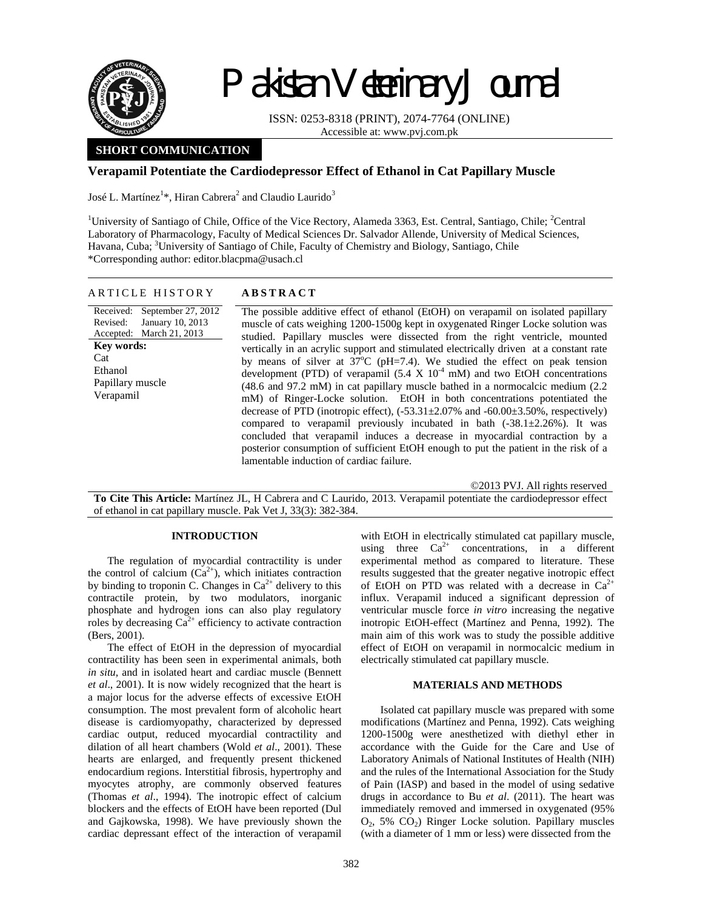Pakistan Veterinary Journal

ISSN: 0253-8318 (PRINT), 2074-7764 (ONLINE)
Accessible at: www.pvj.com.pk

**SHORT COMMUNICATION**

# Verapamil Potentiate the Cardiodepressor Effect of Ethanol in Cat Papillary Muscle

José L. Martínez[1]*, Hiran Cabrera[2] and Claudio Laurido[3]

[1]University of Santiago of Chile, Office of the Vice Rectory, Alameda 3363, Est. Central, Santiago, Chile; [2]Central Laboratory of Pharmacology, Faculty of Medical Sciences Dr. Salvador Allende, University of Medical Sciences, Havana, Cuba; [3]University of Santiago of Chile, Faculty of Chemistry and Biology, Santiago, Chile
*Corresponding author: editor.blacpma@usach.cl

**ARTICLE HISTORY**

Received: September 27, 2012
Revised: January 10, 2013
Accepted: March 21, 2013

**Key words:**
Cat
Ethanol
Papillary muscle
Verapamil

**ABSTRACT**

The possible additive effect of ethanol (EtOH) on verapamil on isolated papillary muscle of cats weighing 1200-1500g kept in oxygenated Ringer Locke solution was studied. Papillary muscles were dissected from the right ventricle, mounted vertically in an acrylic support and stimulated electrically driven at a constant rate by means of silver at $37^{o}C$ (pH=7.4). We studied the effect on peak tension development (PTD) of verapamil ($5.4 \times 10^{-4}$ mM) and two EtOH concentrations (48.6 and 97.2 mM) in cat papillary muscle bathed in a normocalcic medium (2.2 mM) of Ringer-Locke solution. EtOH in both concentrations potentiated the decrease of PTD (inotropic effect), ($-53.31\pm2.07\%$ and $-60.00\pm3.50\%$, respectively) compared to verapamil previously incubated in bath ($-38.1\pm2.26\%$). It was concluded that verapamil induces a decrease in myocardial contraction by a posterior consumption of sufficient EtOH enough to put the patient in the risk of a lamentable induction of cardiac failure.

©2013 PVJ. All rights reserved

**To Cite This Article:** Martínez JL, H Cabrera and C Laurido, 2013. Verapamil potentiate the cardiodepressor effect of ethanol in cat papillary muscle. Pak Vet J, 33(3): 382-384.

## INTRODUCTION

The regulation of myocardial contractility is under the control of calcium ($Ca^{2+}$), which initiates contraction by binding to troponin C. Changes in $Ca^{2+}$ delivery to this contractile protein, by two modulators, inorganic phosphate and hydrogen ions can also play regulatory roles by decreasing $Ca^{2+}$ efficiency to activate contraction (Bers, 2001).

The effect of EtOH in the depression of myocardial contractility has been seen in experimental animals, both *in situ*, and in isolated heart and cardiac muscle (Bennett *et al*., 2001). It is now widely recognized that the heart is a major locus for the adverse effects of excessive EtOH consumption. The most prevalent form of alcoholic heart disease is cardiomyopathy, characterized by depressed cardiac output, reduced myocardial contractility and dilation of all heart chambers (Wold *et al*., 2001). These hearts are enlarged, and frequently present thickened endocardium regions. Interstitial fibrosis, hypertrophy and myocytes atrophy, are commonly observed features (Thomas *et al*., 1994). The inotropic effect of calcium blockers and the effects of EtOH have been reported (Dul and Gajkowska, 1998). We have previously shown the cardiac depressant effect of the interaction of verapamil with EtOH in electrically stimulated cat papillary muscle, using three $Ca^{2+}$ concentrations, in a different experimental method as compared to literature. These results suggested that the greater negative inotropic effect of EtOH on PTD was related with a decrease in $Ca^{2+}$ influx. Verapamil induced a significant depression of ventricular muscle force *in vitro* increasing the negative inotropic EtOH-effect (Martínez and Penna, 1992). The main aim of this work was to study the possible additive effect of EtOH on verapamil in normocalcic medium in electrically stimulated cat papillary muscle.

## MATERIALS AND METHODS

Isolated cat papillary muscle was prepared with some modifications (Martínez and Penna, 1992). Cats weighing 1200-1500g were anesthetized with diethyl ether in accordance with the Guide for the Care and Use of Laboratory Animals of National Institutes of Health (NIH) and the rules of the International Association for the Study of Pain (IASP) and based in the model of using sedative drugs in accordance to Bu *et al*. (2011). The heart was immediately removed and immersed in oxygenated (95% $O_2$, 5% $CO_2$) Ringer Locke solution. Papillary muscles (with a diameter of 1 mm or less) were dissected from the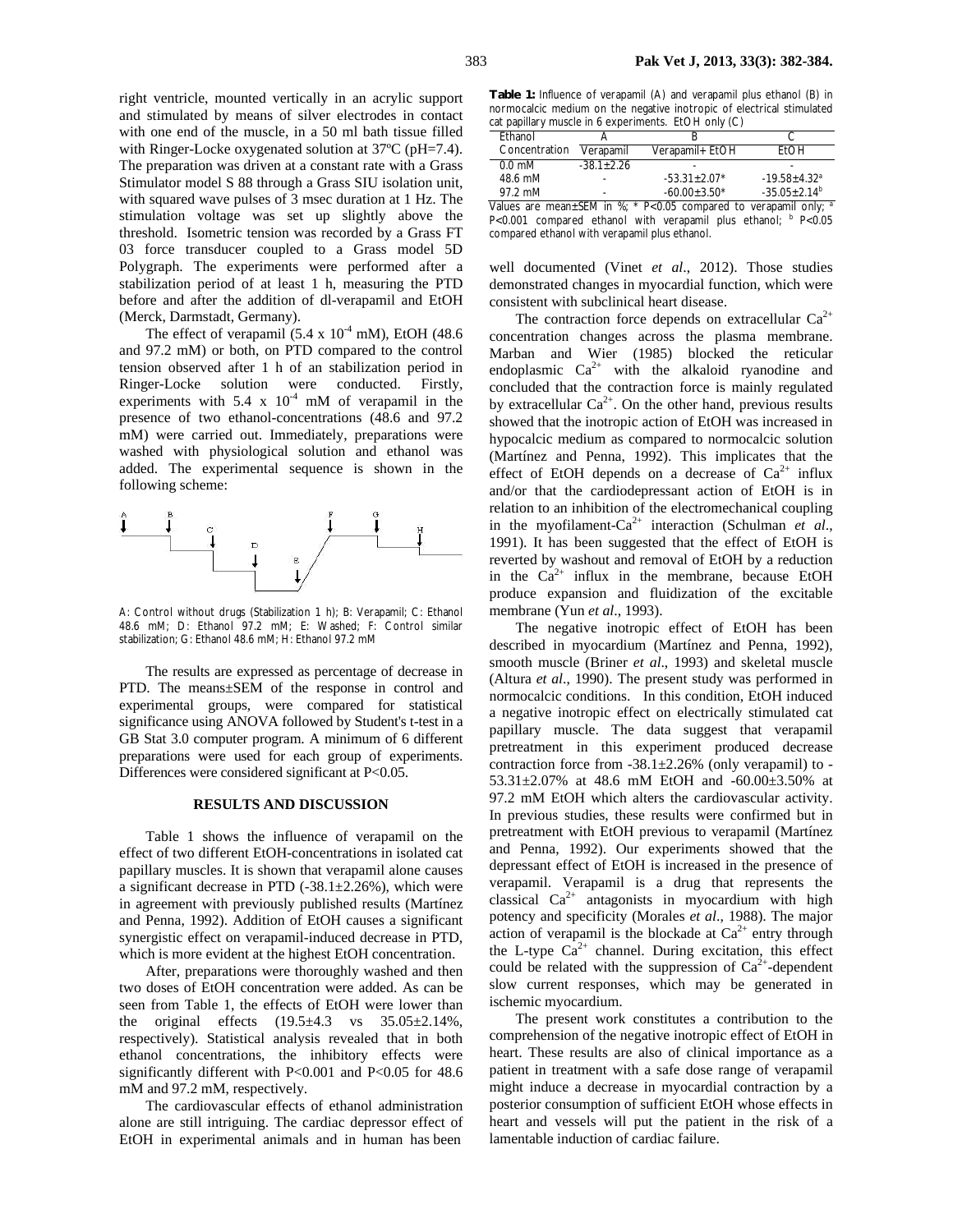right ventricle, mounted vertically in an acrylic support and stimulated by means of silver electrodes in contact with one end of the muscle, in a 50 ml bath tissue filled with Ringer-Locke oxygenated solution at 37ºC (pH=7.4). The preparation was driven at a constant rate with a Grass Stimulator model S 88 through a Grass SIU isolation unit, with squared wave pulses of 3 msec duration at 1 Hz. The stimulation voltage was set up slightly above the threshold. Isometric tension was recorded by a Grass FT 03 force transducer coupled to a Grass model 5D Polygraph. The experiments were performed after a stabilization period of at least 1 h, measuring the PTD before and after the addition of dl-verapamil and EtOH (Merck, Darmstadt, Germany).

The effect of verapamil ($5.4 \times 10^{-4}$ mM), EtOH (48.6 and 97.2 mM) or both, on PTD compared to the control tension observed after 1 h of an stabilization period in Ringer-Locke solution were conducted. Firstly, experiments with $5.4 \times 10^{-4}$ mM of verapamil in the presence of two ethanol-concentrations (48.6 and 97.2 mM) were carried out. Immediately, preparations were washed with physiological solution and ethanol was added. The experimental sequence is shown in the following scheme:

A: Control without drugs (Stabilization 1 h); B: Verapamil; C: Ethanol 48.6 mM; D: Ethanol 97.2 mM; E: Washed; F: Control similar stabilization; G: Ethanol 48.6 mM; H: Ethanol 97.2 mM

The results are expressed as percentage of decrease in PTD. The means±SEM of the response in control and experimental groups, were compared for statistical significance using ANOVA followed by Student's t-test in a GB Stat 3.0 computer program. A minimum of 6 different preparations were used for each group of experiments. Differences were considered significant at P<0.05.

## RESULTS AND DISCUSSION

Table 1 shows the influence of verapamil on the effect of two different EtOH-concentrations in isolated cat papillary muscles. It is shown that verapamil alone causes a significant decrease in PTD (-38.1±2.26%), which were in agreement with previously published results (Martínez and Penna, 1992). Addition of EtOH causes a significant synergistic effect on verapamil-induced decrease in PTD, which is more evident at the highest EtOH concentration.

After, preparations were thoroughly washed and then two doses of EtOH concentration were added. As can be seen from Table 1, the effects of EtOH were lower than the original effects (19.5±4.3 vs 35.05±2.14%, respectively). Statistical analysis revealed that in both ethanol concentrations, the inhibitory effects were significantly different with P<0.001 and P<0.05 for 48.6 mM and 97.2 mM, respectively.

The cardiovascular effects of ethanol administration alone are still intriguing. The cardiac depressor effect of EtOH in experimental animals and in human has been well documented (Vinet *et al*., 2012). Those studies demonstrated changes in myocardial function, which were consistent with subclinical heart disease.

**Table 1:** Influence of verapamil (A) and verapamil plus ethanol (B) in normocalcic medium on the negative inotropic of electrical stimulated cat papillary muscle in 6 experiments. EtOH only (C)

| Ethanol Concentration | A Verapamil | B Verapamil+ EtOH | C EtOH |
|---|---|---|---|
| 0.0 mM | -38.1±2.26 | - | - |
| 48.6 mM | - | -53.31±2.07* | -19.58±4.32[a] |
| 97.2 mM | - | -60.00±3.50* | -35.05±2.14[b] |

Values are mean±SEM in %; * P<0.05 compared to verapamil only; [a] P<0.001 compared ethanol with verapamil plus ethanol; [b] P<0.05 compared ethanol with verapamil plus ethanol.

The contraction force depends on extracellular $Ca^{2+}$ concentration changes across the plasma membrane. Marban and Wier (1985) blocked the reticular endoplasmic $Ca^{2+}$ with the alkaloid ryanodine and concluded that the contraction force is mainly regulated by extracellular $Ca^{2+}$. On the other hand, previous results showed that the inotropic action of EtOH was increased in hypocalcic medium as compared to normocalcic solution (Martínez and Penna, 1992). This implicates that the effect of EtOH depends on a decrease of $Ca^{2+}$ influx and/or that the cardiodepressant action of EtOH is in relation to an inhibition of the electromechanical coupling in the myofilament-$Ca^{2+}$ interaction (Schulman *et al*., 1991). It has been suggested that the effect of EtOH is reverted by washout and removal of EtOH by a reduction in the $Ca^{2+}$ influx in the membrane, because EtOH produce expansion and fluidization of the excitable membrane (Yun *et al*., 1993).

The negative inotropic effect of EtOH has been described in myocardium (Martínez and Penna, 1992), smooth muscle (Briner *et al*., 1993) and skeletal muscle (Altura *et al*., 1990). The present study was performed in normocalcic conditions. In this condition, EtOH induced a negative inotropic effect on electrically stimulated cat papillary muscle. The data suggest that verapamil pretreatment in this experiment produced decrease contraction force from -38.1±2.26% (only verapamil) to -53.31±2.07% at 48.6 mM EtOH and -60.00±3.50% at 97.2 mM EtOH which alters the cardiovascular activity. In previous studies, these results were confirmed but in pretreatment with EtOH previous to verapamil (Martínez and Penna, 1992). Our experiments showed that the depressant effect of EtOH is increased in the presence of verapamil. Verapamil is a drug that represents the classical $Ca^{2+}$ antagonists in myocardium with high potency and specificity (Morales *et al*., 1988). The major action of verapamil is the blockade at $Ca^{2+}$ entry through the L-type $Ca^{2+}$ channel. During excitation, this effect could be related with the suppression of $Ca^{2+}$-dependent slow current responses, which may be generated in ischemic myocardium.

The present work constitutes a contribution to the comprehension of the negative inotropic effect of EtOH in heart. These results are also of clinical importance as a patient in treatment with a safe dose range of verapamil might induce a decrease in myocardial contraction by a posterior consumption of sufficient EtOH whose effects in heart and vessels will put the patient in the risk of a lamentable induction of cardiac failure.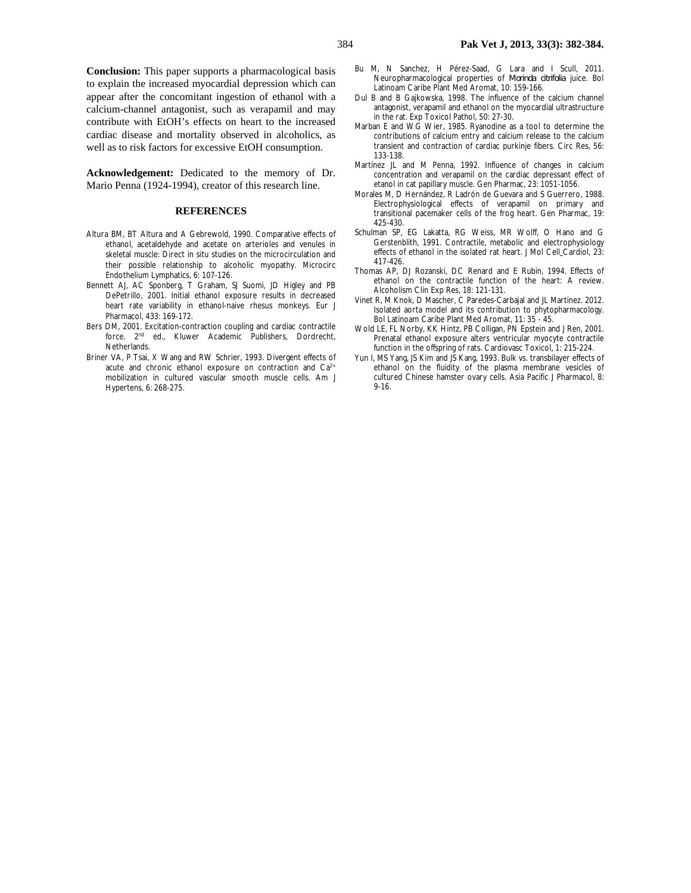**Conclusion:** This paper supports a pharmacological basis to explain the increased myocardial depression which can appear after the concomitant ingestion of ethanol with a calcium-channel antagonist, such as verapamil and may contribute with EtOH's effects on heart to the increased cardiac disease and mortality observed in alcoholics, as well as to risk factors for excessive EtOH consumption.

**Acknowledgement:** Dedicated to the memory of Dr. Mario Penna (1924-1994), creator of this research line.

## REFERENCES

Altura BM, BT Altura and A Gebrewold, 1990. Comparative effects of ethanol, acetaldehyde and acetate on arterioles and venules in skeletal muscle: Direct in situ studies on the microcirculation and their possible relationship to alcoholic myopathy. Microcirc Endothelium Lymphatics, 6: 107-126.

Bennett AJ, AC Sponberg, T Graham, SJ Suomi, JD Higley and PB DePetrillo, 2001. Initial ethanol exposure results in decreased heart rate variability in ethanol-naive rhesus monkeys. Eur J Pharmacol, 433: 169-172.

Bers DM, 2001. Excitation-contraction coupling and cardiac contractile force. 2nd ed., Kluwer Academic Publishers, Dordrecht, Netherlands.

Briner VA, P Tsai, X Wang and RW Schrier, 1993. Divergent effects of acute and chronic ethanol exposure on contraction and $Ca^{2+}$ mobilization in cultured vascular smooth muscle cells. Am J Hypertens, 6: 268-275.

Bu M, N Sanchez, H Pérez-Saad, G Lara and I Scull, 2011. Neuropharmacological properties of *Morinda citrifolia* juice. Bol Latinoam Caribe Plant Med Aromat, 10: 159-166.

Dul B and B Gajkowska, 1998. The influence of the calcium channel antagonist, verapamil and ethanol on the myocardial ultrastructure in the rat. Exp Toxicol Pathol, 50: 27-30.

Marban E and WG Wier, 1985. Ryanodine as a tool to determine the contributions of calcium entry and calcium release to the calcium transient and contraction of cardiac purkinje fibers. Circ Res, 56: 133-138.

Martínez JL and M Penna, 1992. Influence of changes in calcium concentration and verapamil on the cardiac depressant effect of etanol in cat papillary muscle. Gen Pharmac, 23: 1051-1056.

Morales M, D Hernández, R Ladrón de Guevara and S Guerrero, 1988. Electrophysiological effects of verapamil on primary and transitional pacemaker cells of the frog heart. Gen Pharmac, 19: 425-430.

Schulman SP, EG Lakatta, RG Weiss, MR Wolff, O Hano and G Gerstenblith, 1991. Contractile, metabolic and electrophysiology effects of ethanol in the isolated rat heart. J Mol Cell Cardiol, 23: 417-426.

Thomas AP, DJ Rozanski, DC Renard and E Rubin, 1994. Effects of ethanol on the contractile function of the heart: A review. Alcoholism Clin Exp Res, 18: 121-131.

Vinet R, M Knok, D Mascher, C Paredes-Carbajal and JL Martinez. 2012. Isolated aorta model and its contribution to phytopharmacology. Bol Latinoam Caribe Plant Med Aromat, 11: 35 - 45.

Wold LE, FL Norby, KK Hintz, PB Colligan, PN Epstein and J Ren, 2001. Prenatal ethanol exposure alters ventricular myocyte contractile function in the offspring of rats. Cardiovasc Toxicol, 1: 215-224.

Yun I, MS Yang, JS Kim and JS Kang, 1993. Bulk vs. transbilayer effects of ethanol on the fluidity of the plasma membrane vesicles of cultured Chinese hamster ovary cells. Asia Pacific J Pharmacol, 8: 9-16.